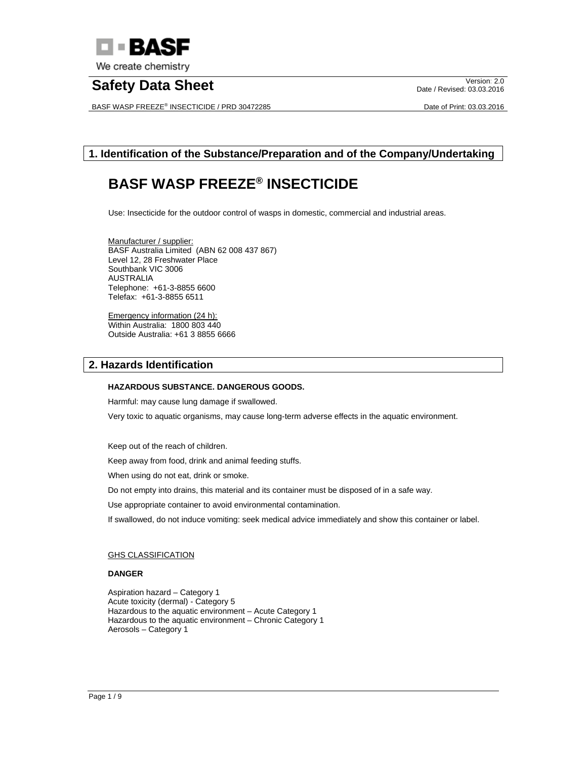# Safety Data Sheet

## 1. Identification of the Substance/Preparation and of the Company/Undertaking

# BASF WASP FREEZE® INSECTICIDE

Use: Insecticide for the outdoor control of wasps in domestic, commercial and industrial areas.

Manufacturer / supplier:
BASF Australia Limited (ABN 62 008 437 867)
Level 12, 28 Freshwater Place
Southbank VIC 3006
AUSTRALIA
Telephone: +61-3-8855 6600
Telefax: +61-3-8855 6511

Emergency information (24 h):
Within Australia: 1800 803 440
Outside Australia: +61 3 8855 6666

## 2. Hazards Identification

**HAZARDOUS SUBSTANCE. DANGEROUS GOODS.**

Harmful: may cause lung damage if swallowed.

Very toxic to aquatic organisms, may cause long-term adverse effects in the aquatic environment.

Keep out of the reach of children.

Keep away from food, drink and animal feeding stuffs.

When using do not eat, drink or smoke.

Do not empty into drains, this material and its container must be disposed of in a safe way.

Use appropriate container to avoid environmental contamination.

If swallowed, do not induce vomiting: seek medical advice immediately and show this container or label.

GHS CLASSIFICATION

**DANGER**

Aspiration hazard – Category 1
Acute toxicity (dermal) - Category 5
Hazardous to the aquatic environment – Acute Category 1
Hazardous to the aquatic environment – Chronic Category 1
Aerosols – Category 1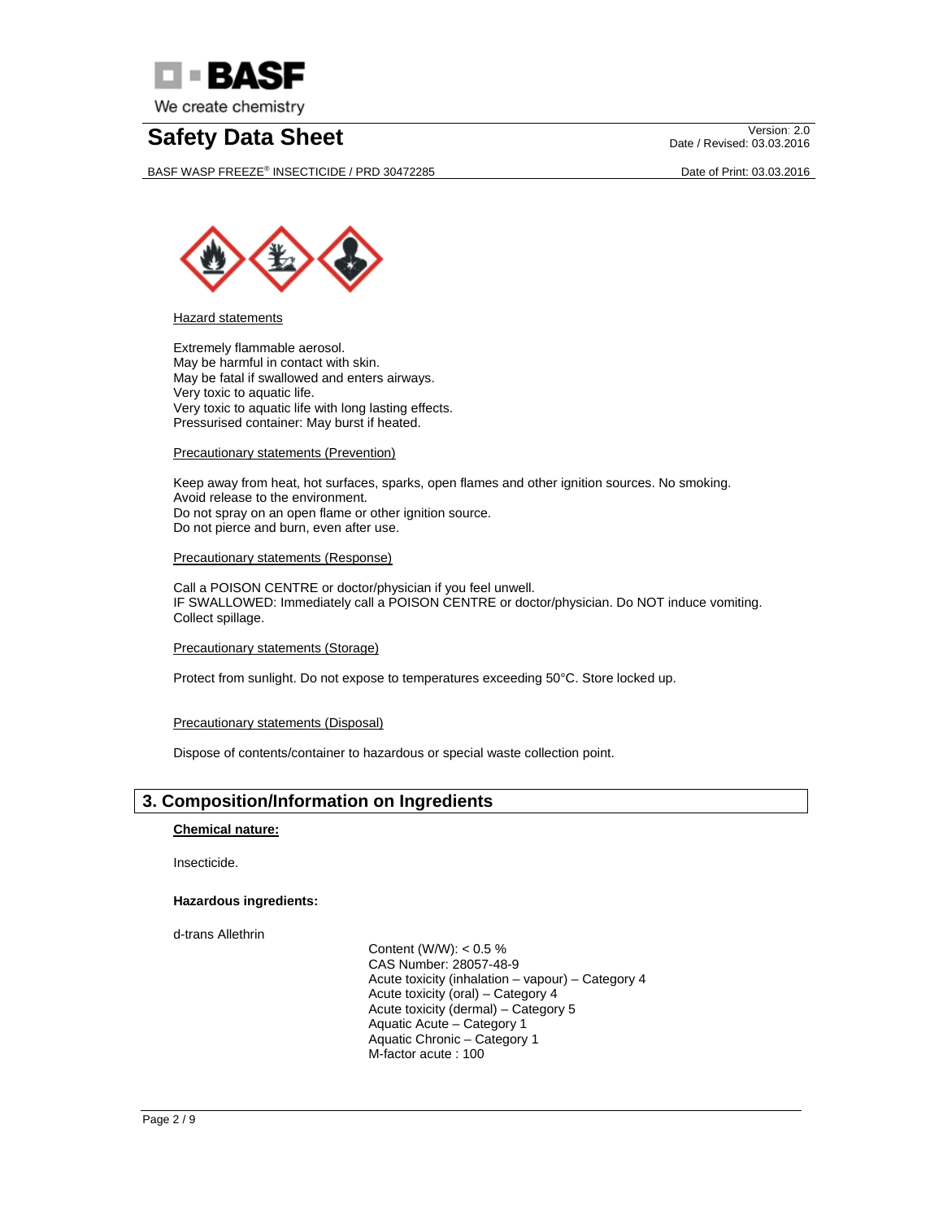Hazard statements

Extremely flammable aerosol.
May be harmful in contact with skin.
May be fatal if swallowed and enters airways.
Very toxic to aquatic life.
Very toxic to aquatic life with long lasting effects.
Pressurised container: May burst if heated.

Precautionary statements (Prevention)

Keep away from heat, hot surfaces, sparks, open flames and other ignition sources. No smoking.
Avoid release to the environment.
Do not spray on an open flame or other ignition source.
Do not pierce and burn, even after use.

Precautionary statements (Response)

Call a POISON CENTRE or doctor/physician if you feel unwell.
IF SWALLOWED: Immediately call a POISON CENTRE or doctor/physician. Do NOT induce vomiting.
Collect spillage.

Precautionary statements (Storage)

Protect from sunlight. Do not expose to temperatures exceeding 50°C. Store locked up.

Precautionary statements (Disposal)

Dispose of contents/container to hazardous or special waste collection point.

## 3. Composition/Information on Ingredients

**Chemical nature:**

Insecticide.

**Hazardous ingredients:**

d-trans Allethrin

Content (W/W): < 0.5 %
CAS Number: 28057-48-9
Acute toxicity (inhalation – vapour) – Category 4
Acute toxicity (oral) – Category 4
Acute toxicity (dermal) – Category 5
Aquatic Acute – Category 1
Aquatic Chronic – Category 1
M-factor acute : 100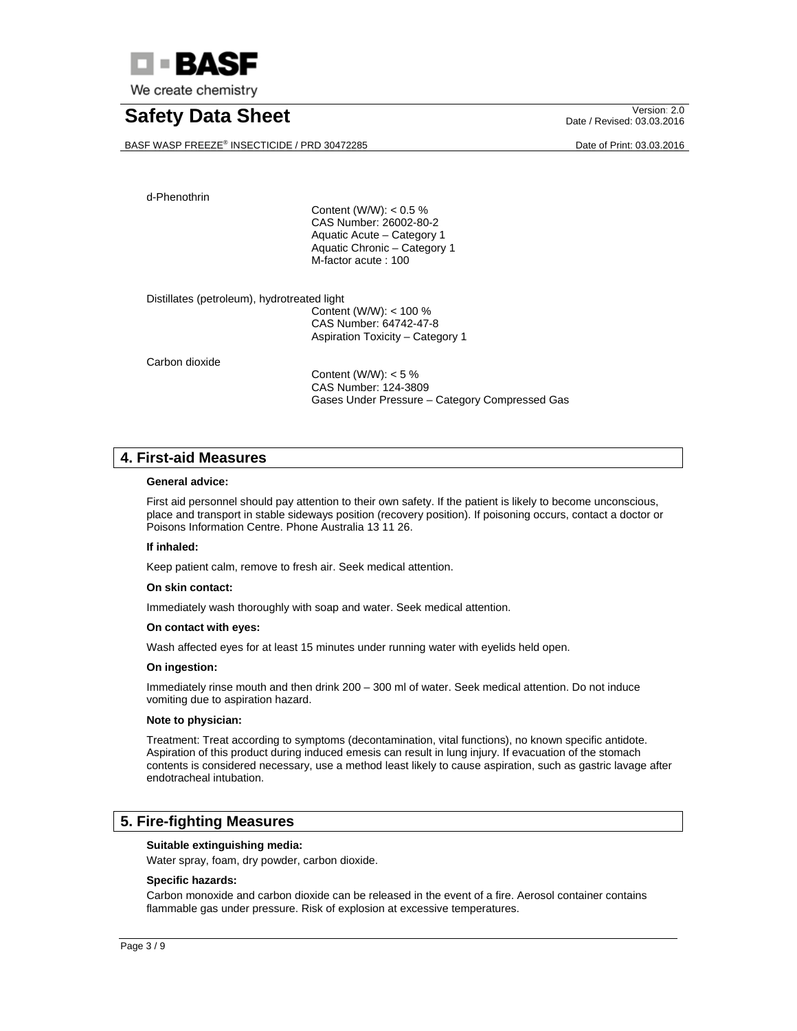d-Phenothrin

Content (W/W): < 0.5 %
CAS Number: 26002-80-2
Aquatic Acute – Category 1
Aquatic Chronic – Category 1
M-factor acute : 100

Distillates (petroleum), hydrotreated light

Content (W/W): < 100 %
CAS Number: 64742-47-8
Aspiration Toxicity – Category 1

Carbon dioxide

Content (W/W): < 5 %
CAS Number: 124-3809
Gases Under Pressure – Category Compressed Gas

## 4. First-aid Measures

**General advice:**

First aid personnel should pay attention to their own safety. If the patient is likely to become unconscious, place and transport in stable sideways position (recovery position). If poisoning occurs, contact a doctor or Poisons Information Centre. Phone Australia 13 11 26.

**If inhaled:**

Keep patient calm, remove to fresh air. Seek medical attention.

**On skin contact:**

Immediately wash thoroughly with soap and water. Seek medical attention.

**On contact with eyes:**

Wash affected eyes for at least 15 minutes under running water with eyelids held open.

**On ingestion:**

Immediately rinse mouth and then drink 200 – 300 ml of water. Seek medical attention. Do not induce vomiting due to aspiration hazard.

**Note to physician:**

Treatment: Treat according to symptoms (decontamination, vital functions), no known specific antidote. Aspiration of this product during induced emesis can result in lung injury. If evacuation of the stomach contents is considered necessary, use a method least likely to cause aspiration, such as gastric lavage after endotracheal intubation.

## 5. Fire-fighting Measures

**Suitable extinguishing media:**

Water spray, foam, dry powder, carbon dioxide.

**Specific hazards:**

Carbon monoxide and carbon dioxide can be released in the event of a fire. Aerosol container contains flammable gas under pressure. Risk of explosion at excessive temperatures.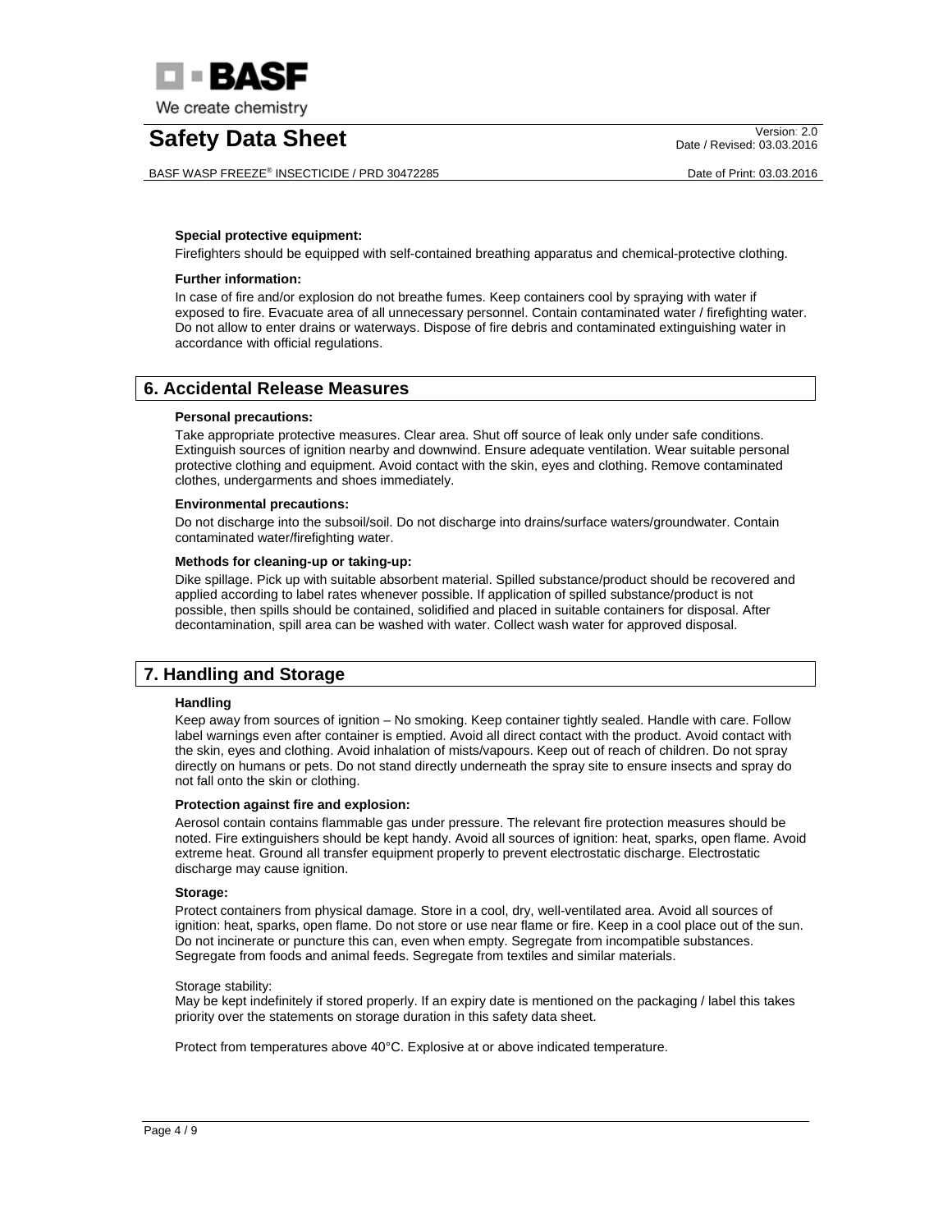**Special protective equipment:**

Firefighters should be equipped with self-contained breathing apparatus and chemical-protective clothing.

**Further information:**

In case of fire and/or explosion do not breathe fumes. Keep containers cool by spraying with water if exposed to fire. Evacuate area of all unnecessary personnel. Contain contaminated water / firefighting water. Do not allow to enter drains or waterways. Dispose of fire debris and contaminated extinguishing water in accordance with official regulations.

## 6. Accidental Release Measures

**Personal precautions:**

Take appropriate protective measures. Clear area. Shut off source of leak only under safe conditions. Extinguish sources of ignition nearby and downwind. Ensure adequate ventilation. Wear suitable personal protective clothing and equipment. Avoid contact with the skin, eyes and clothing. Remove contaminated clothes, undergarments and shoes immediately.

**Environmental precautions:**

Do not discharge into the subsoil/soil. Do not discharge into drains/surface waters/groundwater. Contain contaminated water/firefighting water.

**Methods for cleaning-up or taking-up:**

Dike spillage. Pick up with suitable absorbent material. Spilled substance/product should be recovered and applied according to label rates whenever possible. If application of spilled substance/product is not possible, then spills should be contained, solidified and placed in suitable containers for disposal. After decontamination, spill area can be washed with water. Collect wash water for approved disposal.

## 7. Handling and Storage

**Handling**

Keep away from sources of ignition – No smoking. Keep container tightly sealed. Handle with care. Follow label warnings even after container is emptied. Avoid all direct contact with the product. Avoid contact with the skin, eyes and clothing. Avoid inhalation of mists/vapours. Keep out of reach of children. Do not spray directly on humans or pets. Do not stand directly underneath the spray site to ensure insects and spray do not fall onto the skin or clothing.

**Protection against fire and explosion:**

Aerosol contain contains flammable gas under pressure. The relevant fire protection measures should be noted. Fire extinguishers should be kept handy. Avoid all sources of ignition: heat, sparks, open flame. Avoid extreme heat. Ground all transfer equipment properly to prevent electrostatic discharge. Electrostatic discharge may cause ignition.

**Storage:**

Protect containers from physical damage. Store in a cool, dry, well-ventilated area. Avoid all sources of ignition: heat, sparks, open flame. Do not store or use near flame or fire. Keep in a cool place out of the sun. Do not incinerate or puncture this can, even when empty. Segregate from incompatible substances. Segregate from foods and animal feeds. Segregate from textiles and similar materials.

Storage stability:
May be kept indefinitely if stored properly. If an expiry date is mentioned on the packaging / label this takes priority over the statements on storage duration in this safety data sheet.

Protect from temperatures above 40°C. Explosive at or above indicated temperature.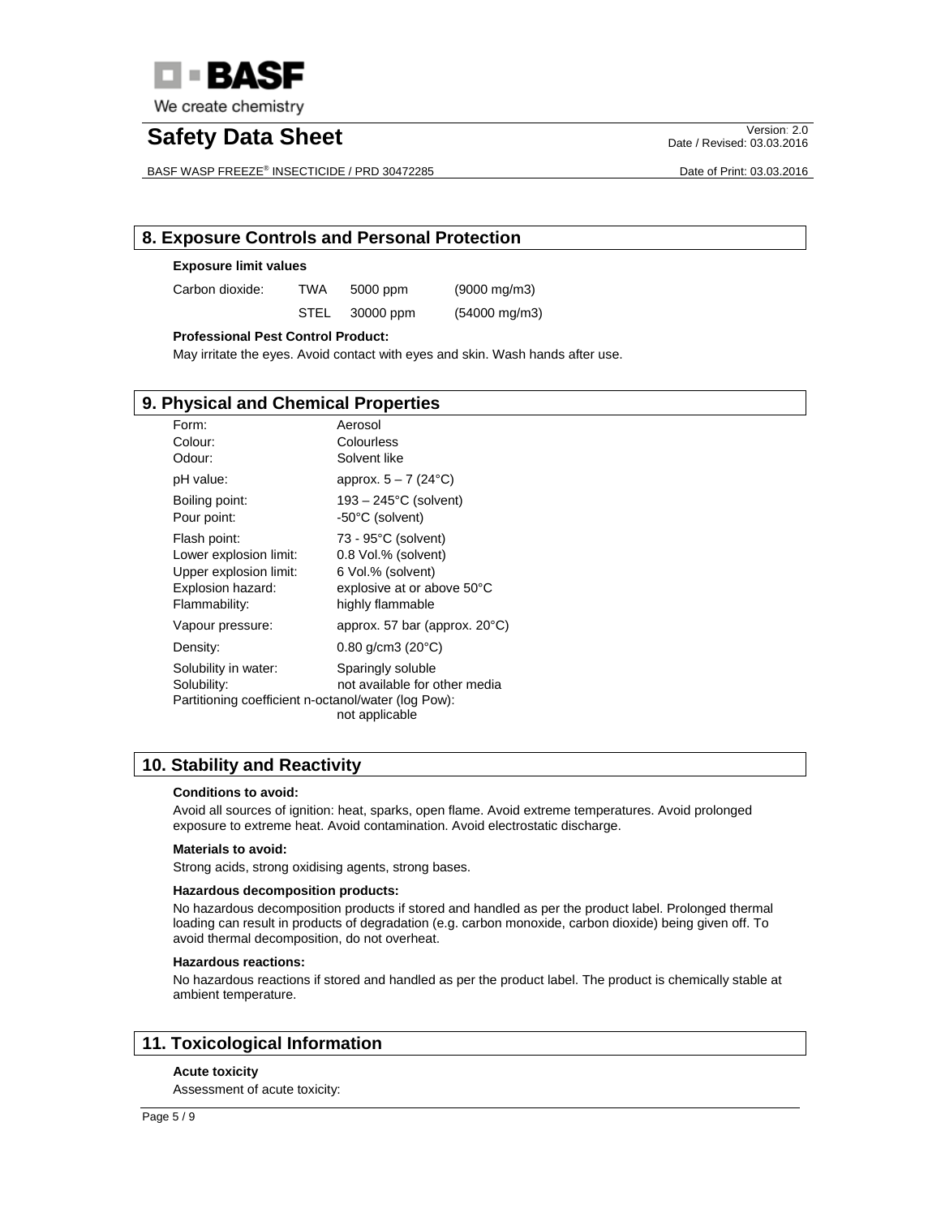## 8. Exposure Controls and Personal Protection

**Exposure limit values**

| Carbon dioxide: | TWA | 5000 ppm | (9000 mg/m3) |
| --- | --- | --- | --- |
| | STEL | 30000 ppm | (54000 mg/m3) |

**Professional Pest Control Product:**

May irritate the eyes. Avoid contact with eyes and skin. Wash hands after use.

## 9. Physical and Chemical Properties

| | |
| --- | --- |
| Form: | Aerosol |
| Colour: | Colourless |
| Odour: | Solvent like |
| pH value: | approx. 5 – 7 (24°C) |
| Boiling point: | 193 – 245°C (solvent) |
| Pour point: | -50°C (solvent) |
| Flash point: | 73 - 95°C (solvent) |
| Lower explosion limit: | 0.8 Vol.% (solvent) |
| Upper explosion limit: | 6 Vol.% (solvent) |
| Explosion hazard: | explosive at or above 50°C |
| Flammability: | highly flammable |
| Vapour pressure: | approx. 57 bar (approx. 20°C) |
| Density: | 0.80 g/cm3 (20°C) |
| Solubility in water: | Sparingly soluble |
| Solubility: | not available for other media |
| Partitioning coefficient n-octanol/water (log Pow): | not applicable |

## 10. Stability and Reactivity

**Conditions to avoid:**

Avoid all sources of ignition: heat, sparks, open flame. Avoid extreme temperatures. Avoid prolonged exposure to extreme heat. Avoid contamination. Avoid electrostatic discharge.

**Materials to avoid:**

Strong acids, strong oxidising agents, strong bases.

**Hazardous decomposition products:**

No hazardous decomposition products if stored and handled as per the product label. Prolonged thermal loading can result in products of degradation (e.g. carbon monoxide, carbon dioxide) being given off. To avoid thermal decomposition, do not overheat.

**Hazardous reactions:**

No hazardous reactions if stored and handled as per the product label. The product is chemically stable at ambient temperature.

## 11. Toxicological Information

**Acute toxicity**

Assessment of acute toxicity: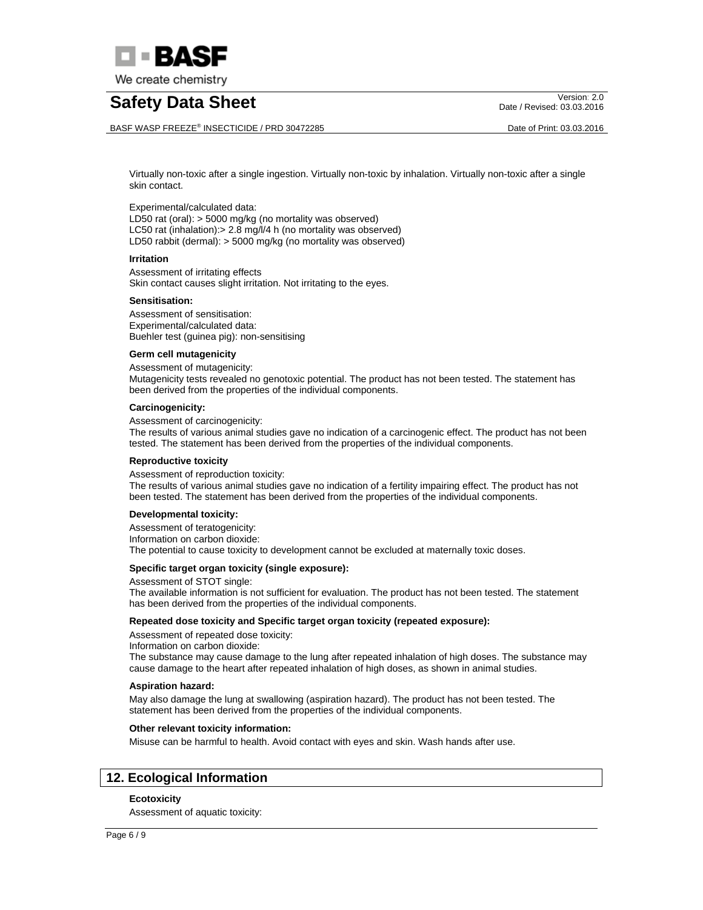Virtually non-toxic after a single ingestion. Virtually non-toxic by inhalation. Virtually non-toxic after a single skin contact.

Experimental/calculated data:
LD50 rat (oral): > 5000 mg/kg (no mortality was observed)
LC50 rat (inhalation):> 2.8 mg/l/4 h (no mortality was observed)
LD50 rabbit (dermal): > 5000 mg/kg (no mortality was observed)

**Irritation**

Assessment of irritating effects
Skin contact causes slight irritation. Not irritating to the eyes.

**Sensitisation:**

Assessment of sensitisation:
Experimental/calculated data:
Buehler test (guinea pig): non-sensitising

**Germ cell mutagenicity**

Assessment of mutagenicity:
Mutagenicity tests revealed no genotoxic potential. The product has not been tested. The statement has been derived from the properties of the individual components.

**Carcinogenicity:**

Assessment of carcinogenicity:
The results of various animal studies gave no indication of a carcinogenic effect. The product has not been tested. The statement has been derived from the properties of the individual components.

**Reproductive toxicity**

Assessment of reproduction toxicity:
The results of various animal studies gave no indication of a fertility impairing effect. The product has not been tested. The statement has been derived from the properties of the individual components.

**Developmental toxicity:**

Assessment of teratogenicity:
Information on carbon dioxide:
The potential to cause toxicity to development cannot be excluded at maternally toxic doses.

**Specific target organ toxicity (single exposure):**

Assessment of STOT single:
The available information is not sufficient for evaluation. The product has not been tested. The statement has been derived from the properties of the individual components.

**Repeated dose toxicity and Specific target organ toxicity (repeated exposure):**

Assessment of repeated dose toxicity:
Information on carbon dioxide:
The substance may cause damage to the lung after repeated inhalation of high doses. The substance may cause damage to the heart after repeated inhalation of high doses, as shown in animal studies.

**Aspiration hazard:**

May also damage the lung at swallowing (aspiration hazard). The product has not been tested. The statement has been derived from the properties of the individual components.

**Other relevant toxicity information:**

Misuse can be harmful to health. Avoid contact with eyes and skin. Wash hands after use.

## 12. Ecological Information

**Ecotoxicity**

Assessment of aquatic toxicity: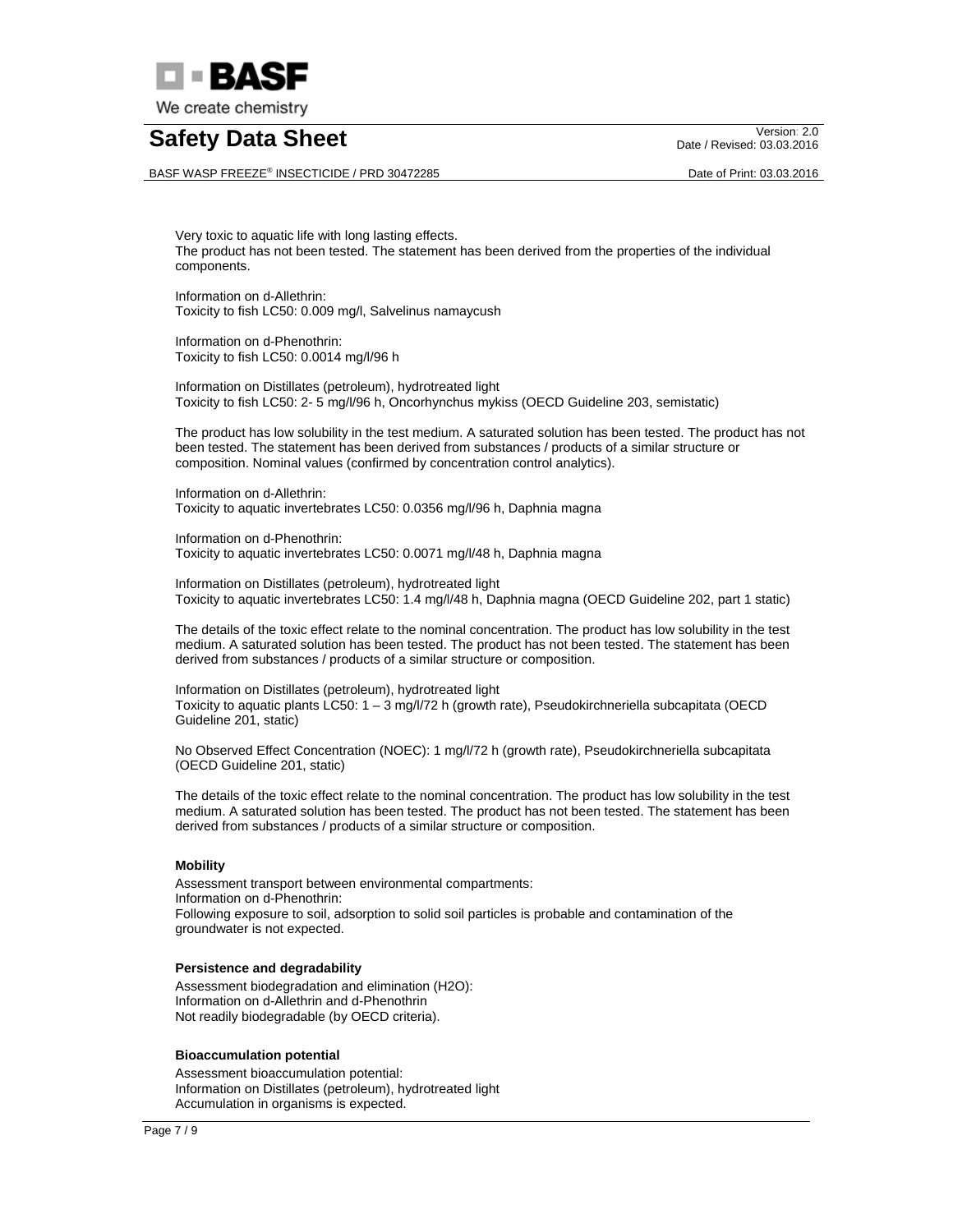Very toxic to aquatic life with long lasting effects.
The product has not been tested. The statement has been derived from the properties of the individual components.

Information on d-Allethrin:
Toxicity to fish LC50: 0.009 mg/l, Salvelinus namaycush

Information on d-Phenothrin:
Toxicity to fish LC50: 0.0014 mg/l/96 h

Information on Distillates (petroleum), hydrotreated light
Toxicity to fish LC50: 2- 5 mg/l/96 h, Oncorhynchus mykiss (OECD Guideline 203, semistatic)

The product has low solubility in the test medium. A saturated solution has been tested. The product has not been tested. The statement has been derived from substances / products of a similar structure or composition. Nominal values (confirmed by concentration control analytics).

Information on d-Allethrin:
Toxicity to aquatic invertebrates LC50: 0.0356 mg/l/96 h, Daphnia magna

Information on d-Phenothrin:
Toxicity to aquatic invertebrates LC50: 0.0071 mg/l/48 h, Daphnia magna

Information on Distillates (petroleum), hydrotreated light
Toxicity to aquatic invertebrates LC50: 1.4 mg/l/48 h, Daphnia magna (OECD Guideline 202, part 1 static)

The details of the toxic effect relate to the nominal concentration. The product has low solubility in the test medium. A saturated solution has been tested. The product has not been tested. The statement has been derived from substances / products of a similar structure or composition.

Information on Distillates (petroleum), hydrotreated light
Toxicity to aquatic plants LC50: 1 – 3 mg/l/72 h (growth rate), Pseudokirchneriella subcapitata (OECD Guideline 201, static)

No Observed Effect Concentration (NOEC): 1 mg/l/72 h (growth rate), Pseudokirchneriella subcapitata (OECD Guideline 201, static)

The details of the toxic effect relate to the nominal concentration. The product has low solubility in the test medium. A saturated solution has been tested. The product has not been tested. The statement has been derived from substances / products of a similar structure or composition.

**Mobility**

Assessment transport between environmental compartments:
Information on d-Phenothrin:
Following exposure to soil, adsorption to solid soil particles is probable and contamination of the groundwater is not expected.

**Persistence and degradability**

Assessment biodegradation and elimination (H2O):
Information on d-Allethrin and d-Phenothrin
Not readily biodegradable (by OECD criteria).

**Bioaccumulation potential**

Assessment bioaccumulation potential:
Information on Distillates (petroleum), hydrotreated light
Accumulation in organisms is expected.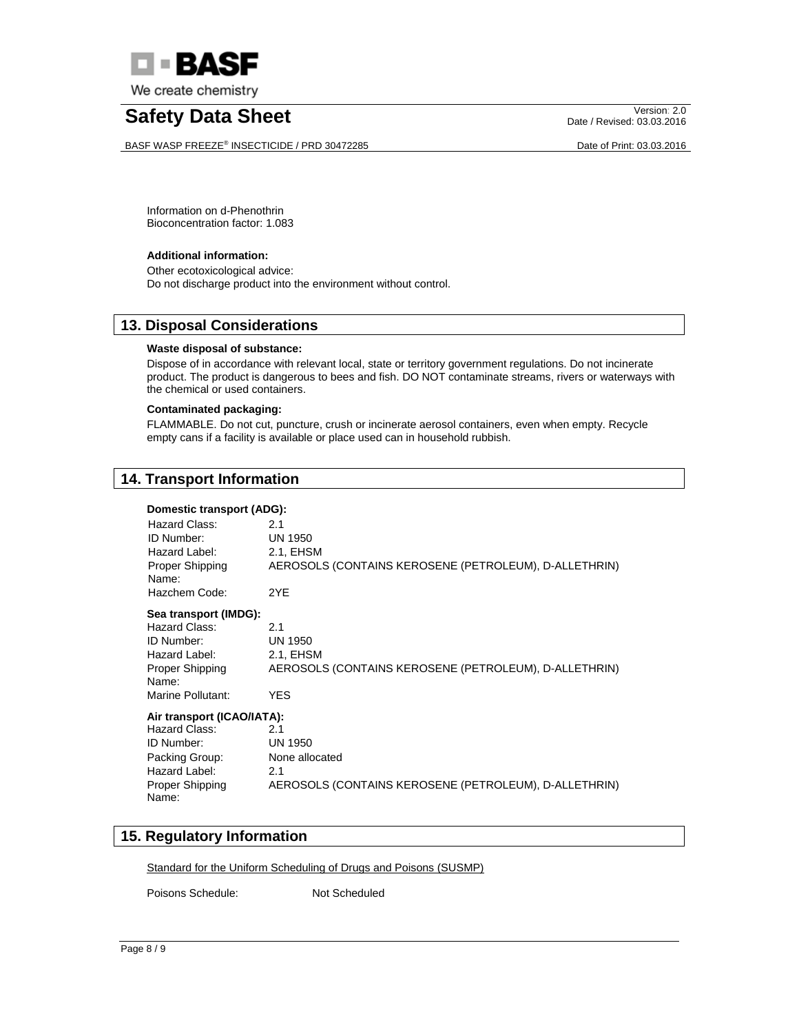Information on d-Phenothrin
Bioconcentration factor: 1.083

**Additional information:**

Other ecotoxicological advice:
Do not discharge product into the environment without control.

## 13. Disposal Considerations

**Waste disposal of substance:**

Dispose of in accordance with relevant local, state or territory government regulations. Do not incinerate product. The product is dangerous to bees and fish. DO NOT contaminate streams, rivers or waterways with the chemical or used containers.

**Contaminated packaging:**

FLAMMABLE. Do not cut, puncture, crush or incinerate aerosol containers, even when empty. Recycle empty cans if a facility is available or place used can in household rubbish.

## 14. Transport Information

**Domestic transport (ADG):**

| | |
|---|---|
| Hazard Class: | 2.1 |
| ID Number: | UN 1950 |
| Hazard Label: | 2.1, EHSM |
| Proper Shipping Name: | AEROSOLS (CONTAINS KEROSENE (PETROLEUM), D-ALLETHRIN) |
| Hazchem Code: | 2YE |

**Sea transport (IMDG):**

| | |
|---|---|
| Hazard Class: | 2.1 |
| ID Number: | UN 1950 |
| Hazard Label: | 2.1, EHSM |
| Proper Shipping Name: | AEROSOLS (CONTAINS KEROSENE (PETROLEUM), D-ALLETHRIN) |
| Marine Pollutant: | YES |

**Air transport (ICAO/IATA):**

| | |
|---|---|
| Hazard Class: | 2.1 |
| ID Number: | UN 1950 |
| Packing Group: | None allocated |
| Hazard Label: | 2.1 |
| Proper Shipping Name: | AEROSOLS (CONTAINS KEROSENE (PETROLEUM), D-ALLETHRIN) |

## 15. Regulatory Information

Standard for the Uniform Scheduling of Drugs and Poisons (SUSMP)

Poisons Schedule: Not Scheduled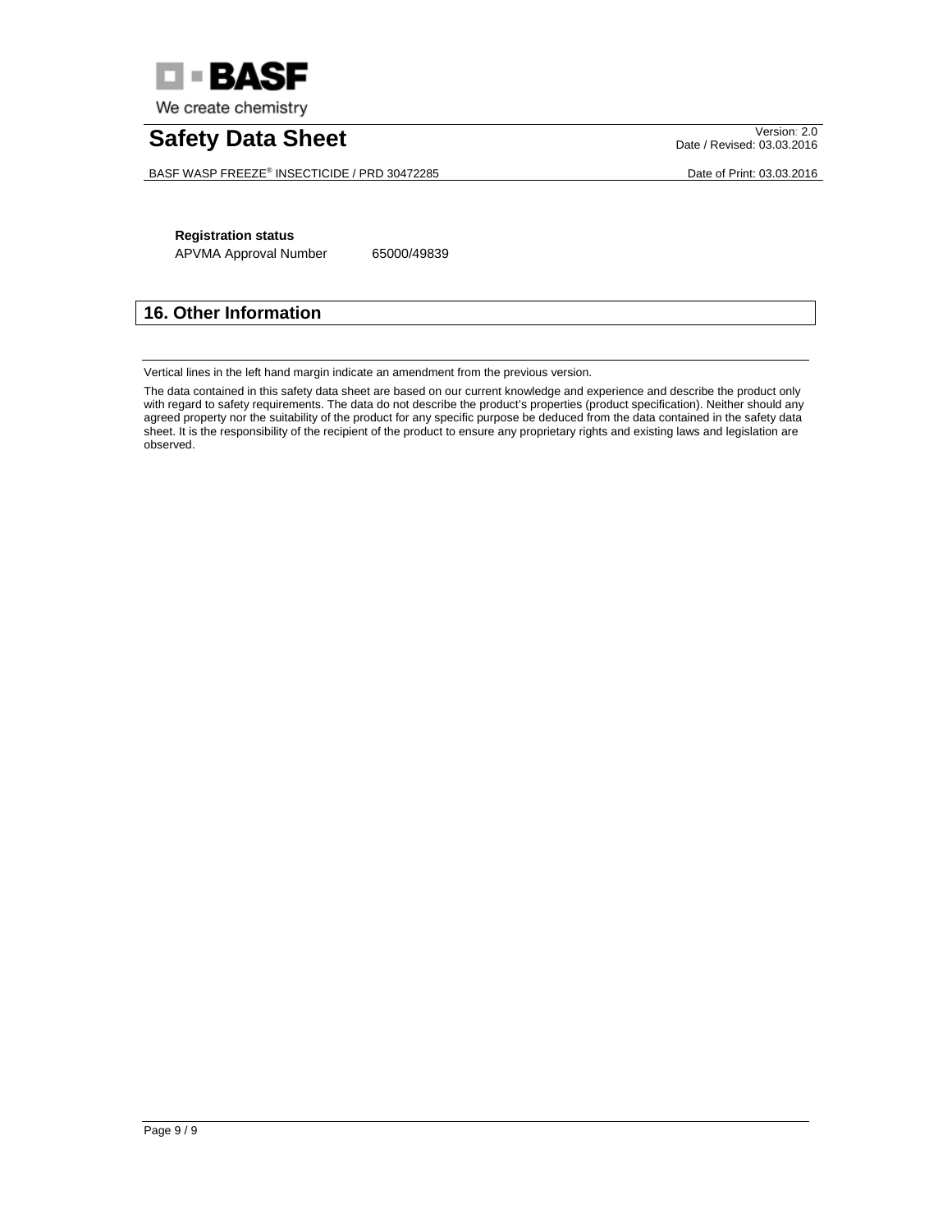**Registration status**

APVMA Approval Number 65000/49839

## 16. Other Information

Vertical lines in the left hand margin indicate an amendment from the previous version.

The data contained in this safety data sheet are based on our current knowledge and experience and describe the product only with regard to safety requirements. The data do not describe the product's properties (product specification). Neither should any agreed property nor the suitability of the product for any specific purpose be deduced from the data contained in the safety data sheet. It is the responsibility of the recipient of the product to ensure any proprietary rights and existing laws and legislation are observed.